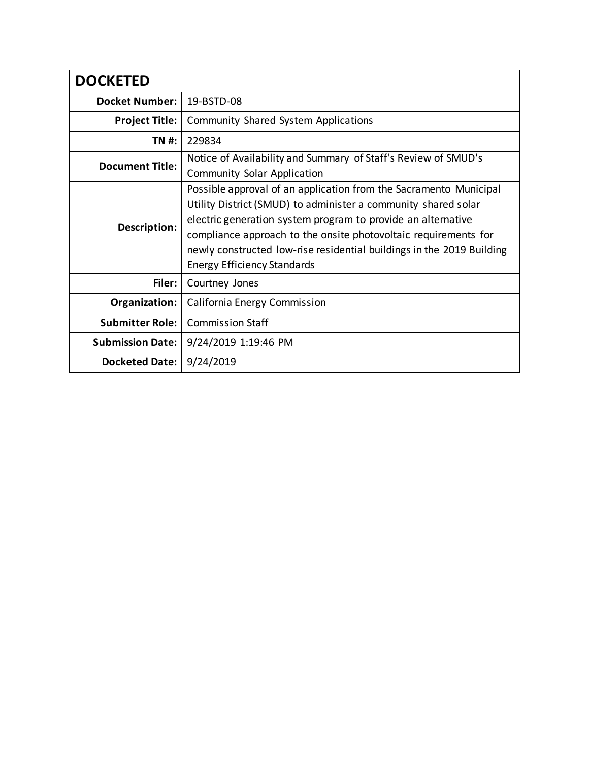| DOCKETED | |
|---|---|
| **Docket Number:** | 19-BSTD-08 |
| **Project Title:** | Community Shared System Applications |
| **TN #:** | 229834 |
| **Document Title:** | Notice of Availability and Summary of Staff's Review of SMUD's Community Solar Application |
| **Description:** | Possible approval of an application from the Sacramento Municipal Utility District (SMUD) to administer a community shared solar electric generation system program to provide an alternative compliance approach to the onsite photovoltaic requirements for newly constructed low-rise residential buildings in the 2019 Building Energy Efficiency Standards |
| **Filer:** | Courtney Jones |
| **Organization:** | California Energy Commission |
| **Submitter Role:** | Commission Staff |
| **Submission Date:** | 9/24/2019 1:19:46 PM |
| **Docketed Date:** | 9/24/2019 |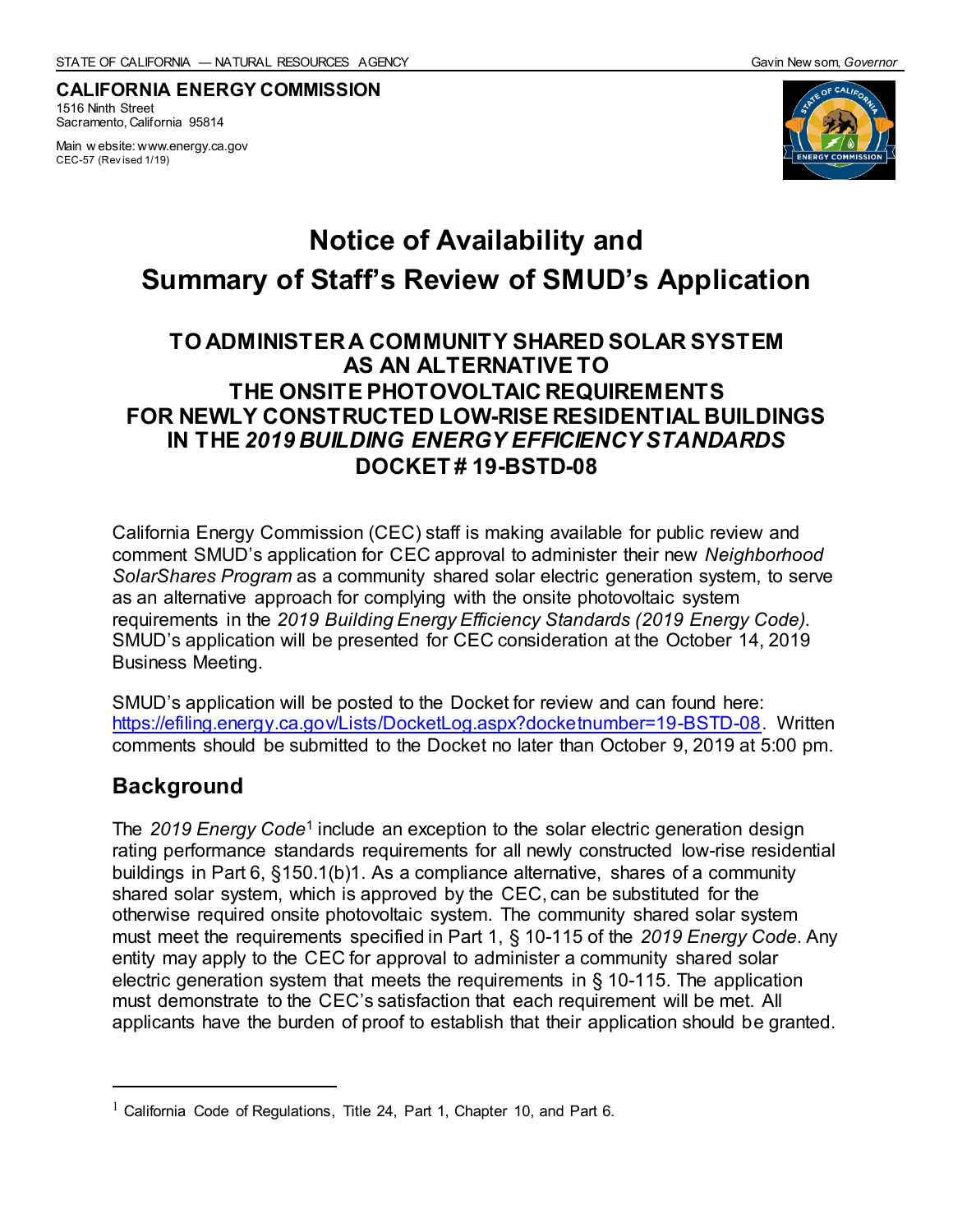STATE OF CALIFORNIA — NATURAL RESOURCES AGENCY Gavin Newsom, *Governor*

**CALIFORNIA ENERGY COMMISSION**
1516 Ninth Street
Sacramento, California 95814

Main website: www.energy.ca.gov
CEC-57 (Revised 1/19)

# Notice of Availability and Summary of Staff's Review of SMUD's Application

## TO ADMINISTER A COMMUNITY SHARED SOLAR SYSTEM AS AN ALTERNATIVE TO THE ONSITE PHOTOVOLTAIC REQUIREMENTS FOR NEWLY CONSTRUCTED LOW-RISE RESIDENTIAL BUILDINGS IN THE *2019 BUILDING ENERGY EFFICIENCY STANDARDS* DOCKET # 19-BSTD-08

California Energy Commission (CEC) staff is making available for public review and comment SMUD's application for CEC approval to administer their new *Neighborhood SolarShares Program* as a community shared solar electric generation system, to serve as an alternative approach for complying with the onsite photovoltaic system requirements in the *2019 Building Energy Efficiency Standards (2019 Energy Code)*. SMUD's application will be presented for CEC consideration at the October 14, 2019 Business Meeting.

SMUD's application will be posted to the Docket for review and can found here: https://efiling.energy.ca.gov/Lists/DocketLog.aspx?docketnumber=19-BSTD-08. Written comments should be submitted to the Docket no later than October 9, 2019 at 5:00 pm.

## Background

The *2019 Energy Code*[1] include an exception to the solar electric generation design rating performance standards requirements for all newly constructed low-rise residential buildings in Part 6, §150.1(b)1. As a compliance alternative, shares of a community shared solar system, which is approved by the CEC, can be substituted for the otherwise required onsite photovoltaic system. The community shared solar system must meet the requirements specified in Part 1, § 10-115 of the *2019 Energy Code*. Any entity may apply to the CEC for approval to administer a community shared solar electric generation system that meets the requirements in § 10-115. The application must demonstrate to the CEC's satisfaction that each requirement will be met. All applicants have the burden of proof to establish that their application should be granted.

[1] California Code of Regulations, Title 24, Part 1, Chapter 10, and Part 6.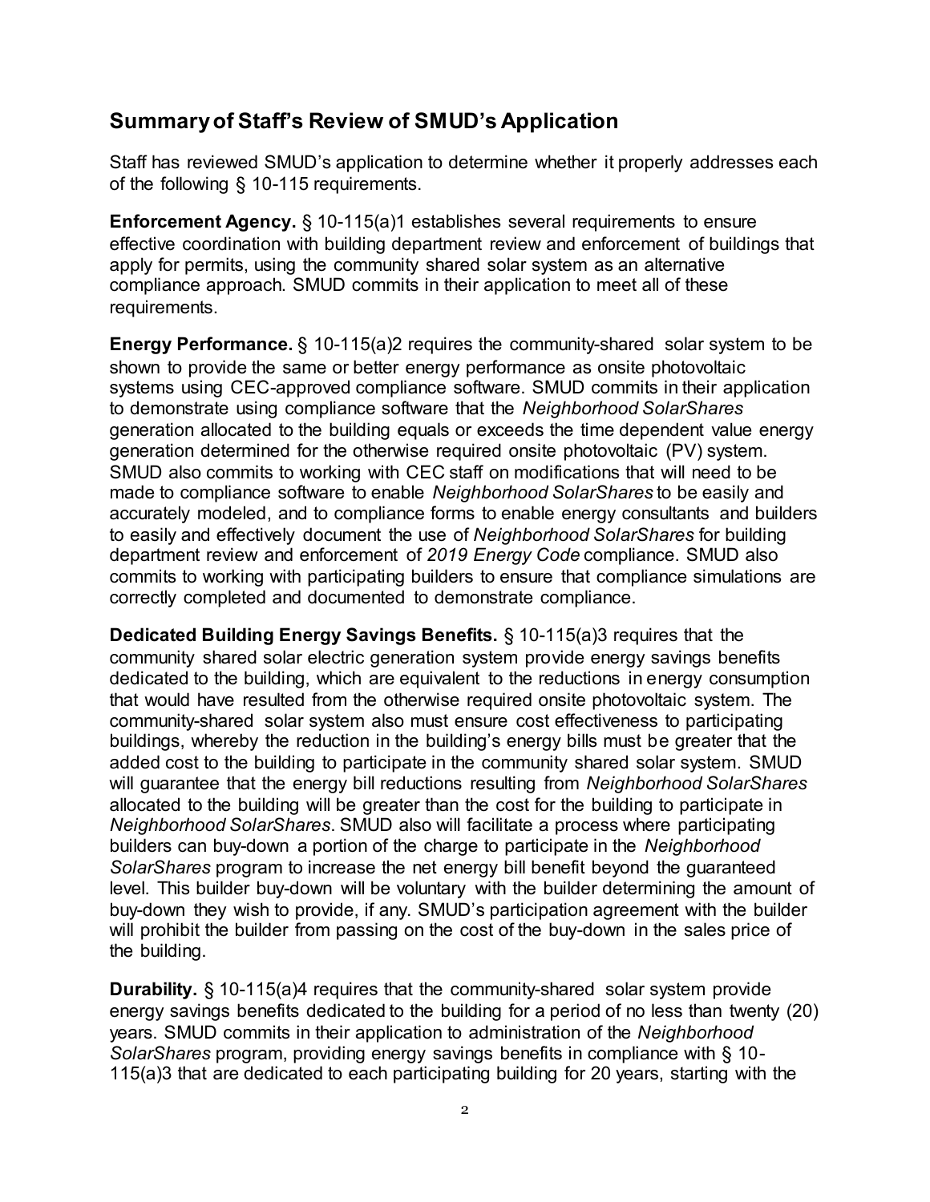## Summary of Staff's Review of SMUD's Application

Staff has reviewed SMUD's application to determine whether it properly addresses each of the following § 10-115 requirements.

**Enforcement Agency.** § 10-115(a)1 establishes several requirements to ensure effective coordination with building department review and enforcement of buildings that apply for permits, using the community shared solar system as an alternative compliance approach. SMUD commits in their application to meet all of these requirements.

**Energy Performance.** § 10-115(a)2 requires the community-shared solar system to be shown to provide the same or better energy performance as onsite photovoltaic systems using CEC-approved compliance software. SMUD commits in their application to demonstrate using compliance software that the *Neighborhood SolarShares* generation allocated to the building equals or exceeds the time dependent value energy generation determined for the otherwise required onsite photovoltaic (PV) system. SMUD also commits to working with CEC staff on modifications that will need to be made to compliance software to enable *Neighborhood SolarShares* to be easily and accurately modeled, and to compliance forms to enable energy consultants and builders to easily and effectively document the use of *Neighborhood SolarShares* for building department review and enforcement of *2019 Energy Code* compliance. SMUD also commits to working with participating builders to ensure that compliance simulations are correctly completed and documented to demonstrate compliance.

**Dedicated Building Energy Savings Benefits.** § 10-115(a)3 requires that the community shared solar electric generation system provide energy savings benefits dedicated to the building, which are equivalent to the reductions in energy consumption that would have resulted from the otherwise required onsite photovoltaic system. The community-shared solar system also must ensure cost effectiveness to participating buildings, whereby the reduction in the building's energy bills must be greater that the added cost to the building to participate in the community shared solar system. SMUD will guarantee that the energy bill reductions resulting from *Neighborhood SolarShares* allocated to the building will be greater than the cost for the building to participate in *Neighborhood SolarShares*. SMUD also will facilitate a process where participating builders can buy-down a portion of the charge to participate in the *Neighborhood SolarShares* program to increase the net energy bill benefit beyond the guaranteed level. This builder buy-down will be voluntary with the builder determining the amount of buy-down they wish to provide, if any. SMUD's participation agreement with the builder will prohibit the builder from passing on the cost of the buy-down in the sales price of the building.

**Durability.** § 10-115(a)4 requires that the community-shared solar system provide energy savings benefits dedicated to the building for a period of no less than twenty (20) years. SMUD commits in their application to administration of the *Neighborhood SolarShares* program, providing energy savings benefits in compliance with § 10-115(a)3 that are dedicated to each participating building for 20 years, starting with the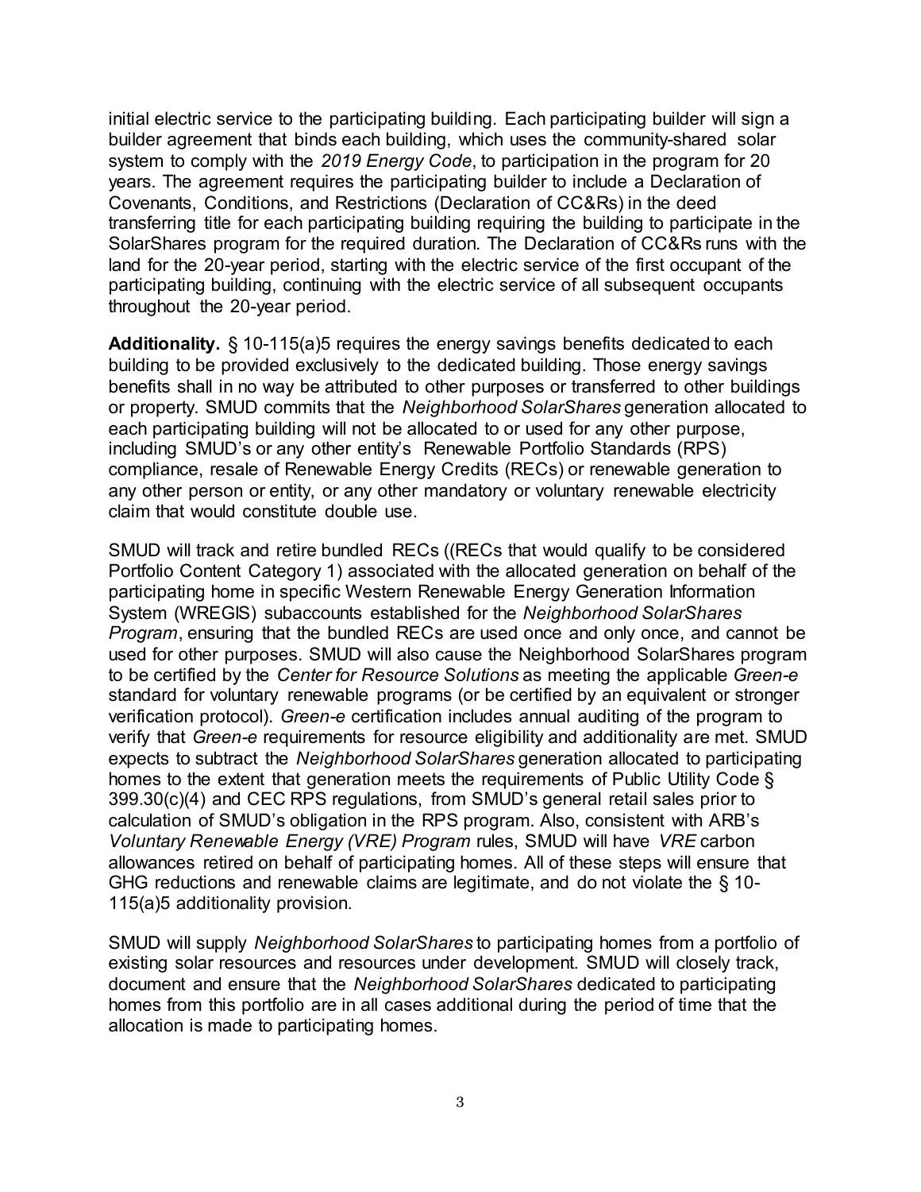initial electric service to the participating building. Each participating builder will sign a builder agreement that binds each building, which uses the community-shared solar system to comply with the *2019 Energy Code*, to participation in the program for 20 years. The agreement requires the participating builder to include a Declaration of Covenants, Conditions, and Restrictions (Declaration of CC&Rs) in the deed transferring title for each participating building requiring the building to participate in the SolarShares program for the required duration. The Declaration of CC&Rs runs with the land for the 20-year period, starting with the electric service of the first occupant of the participating building, continuing with the electric service of all subsequent occupants throughout the 20-year period.

**Additionality.** § 10-115(a)5 requires the energy savings benefits dedicated to each building to be provided exclusively to the dedicated building. Those energy savings benefits shall in no way be attributed to other purposes or transferred to other buildings or property. SMUD commits that the *Neighborhood SolarShares* generation allocated to each participating building will not be allocated to or used for any other purpose, including SMUD's or any other entity's Renewable Portfolio Standards (RPS) compliance, resale of Renewable Energy Credits (RECs) or renewable generation to any other person or entity, or any other mandatory or voluntary renewable electricity claim that would constitute double use.

SMUD will track and retire bundled RECs ((RECs that would qualify to be considered Portfolio Content Category 1) associated with the allocated generation on behalf of the participating home in specific Western Renewable Energy Generation Information System (WREGIS) subaccounts established for the *Neighborhood SolarShares Program*, ensuring that the bundled RECs are used once and only once, and cannot be used for other purposes. SMUD will also cause the Neighborhood SolarShares program to be certified by the *Center for Resource Solutions* as meeting the applicable *Green-e* standard for voluntary renewable programs (or be certified by an equivalent or stronger verification protocol). *Green-e* certification includes annual auditing of the program to verify that *Green-e* requirements for resource eligibility and additionality are met. SMUD expects to subtract the *Neighborhood SolarShares* generation allocated to participating homes to the extent that generation meets the requirements of Public Utility Code § 399.30(c)(4) and CEC RPS regulations, from SMUD's general retail sales prior to calculation of SMUD's obligation in the RPS program. Also, consistent with ARB's *Voluntary Renewable Energy (VRE) Program* rules, SMUD will have *VRE* carbon allowances retired on behalf of participating homes. All of these steps will ensure that GHG reductions and renewable claims are legitimate, and do not violate the § 10-115(a)5 additionality provision.

SMUD will supply *Neighborhood SolarShares* to participating homes from a portfolio of existing solar resources and resources under development. SMUD will closely track, document and ensure that the *Neighborhood SolarShares* dedicated to participating homes from this portfolio are in all cases additional during the period of time that the allocation is made to participating homes.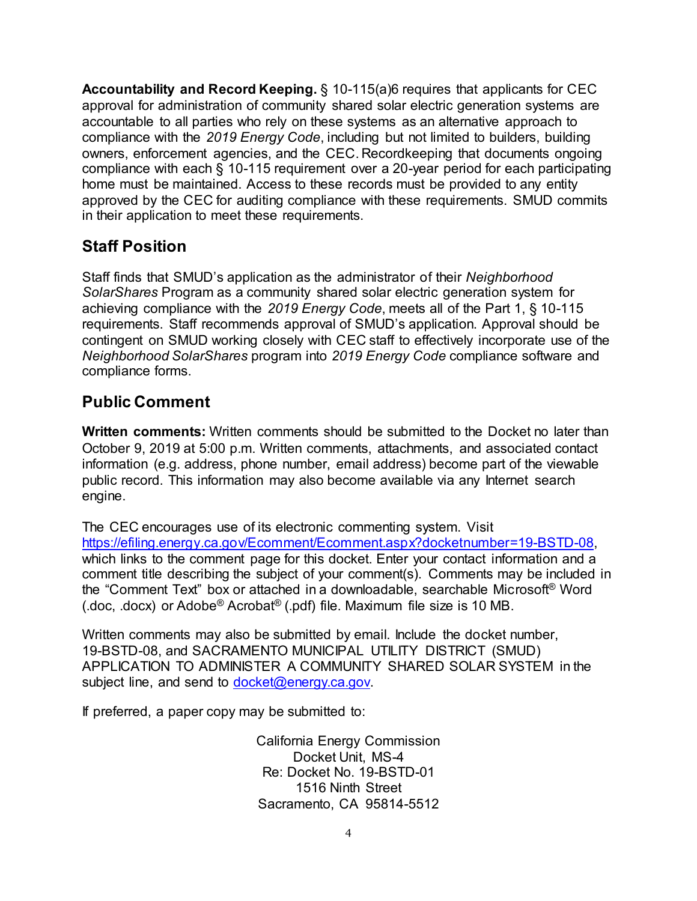**Accountability and Record Keeping.** § 10-115(a)6 requires that applicants for CEC approval for administration of community shared solar electric generation systems are accountable to all parties who rely on these systems as an alternative approach to compliance with the *2019 Energy Code*, including but not limited to builders, building owners, enforcement agencies, and the CEC. Recordkeeping that documents ongoing compliance with each § 10-115 requirement over a 20-year period for each participating home must be maintained. Access to these records must be provided to any entity approved by the CEC for auditing compliance with these requirements. SMUD commits in their application to meet these requirements.

## Staff Position

Staff finds that SMUD's application as the administrator of their *Neighborhood SolarShares* Program as a community shared solar electric generation system for achieving compliance with the *2019 Energy Code*, meets all of the Part 1, § 10-115 requirements. Staff recommends approval of SMUD's application. Approval should be contingent on SMUD working closely with CEC staff to effectively incorporate use of the *Neighborhood SolarShares* program into *2019 Energy Code* compliance software and compliance forms.

## Public Comment

**Written comments:** Written comments should be submitted to the Docket no later than October 9, 2019 at 5:00 p.m. Written comments, attachments, and associated contact information (e.g. address, phone number, email address) become part of the viewable public record. This information may also become available via any Internet search engine.

The CEC encourages use of its electronic commenting system. Visit https://efiling.energy.ca.gov/Ecomment/Ecomment.aspx?docketnumber=19-BSTD-08, which links to the comment page for this docket. Enter your contact information and a comment title describing the subject of your comment(s). Comments may be included in the "Comment Text" box or attached in a downloadable, searchable Microsoft® Word (.doc, .docx) or Adobe® Acrobat® (.pdf) file. Maximum file size is 10 MB.

Written comments may also be submitted by email. Include the docket number, 19-BSTD-08, and SACRAMENTO MUNICIPAL UTILITY DISTRICT (SMUD) APPLICATION TO ADMINISTER A COMMUNITY SHARED SOLAR SYSTEM in the subject line, and send to docket@energy.ca.gov.

If preferred, a paper copy may be submitted to:

California Energy Commission
Docket Unit, MS-4
Re: Docket No. 19-BSTD-01
1516 Ninth Street
Sacramento, CA 95814-5512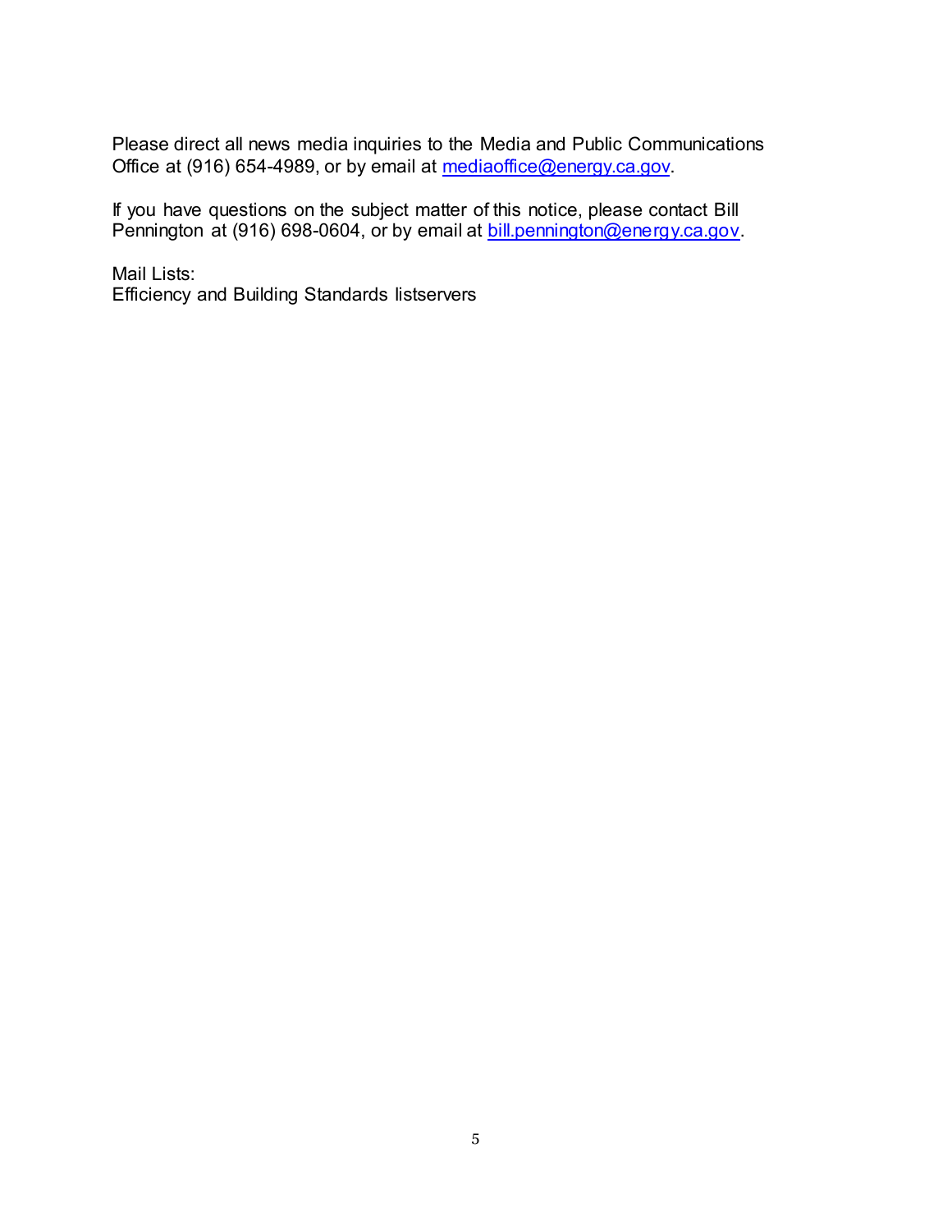Please direct all news media inquiries to the Media and Public Communications Office at (916) 654-4989, or by email at mediaoffice@energy.ca.gov.

If you have questions on the subject matter of this notice, please contact Bill Pennington at (916) 698-0604, or by email at bill.pennington@energy.ca.gov.

Mail Lists:
Efficiency and Building Standards listservers